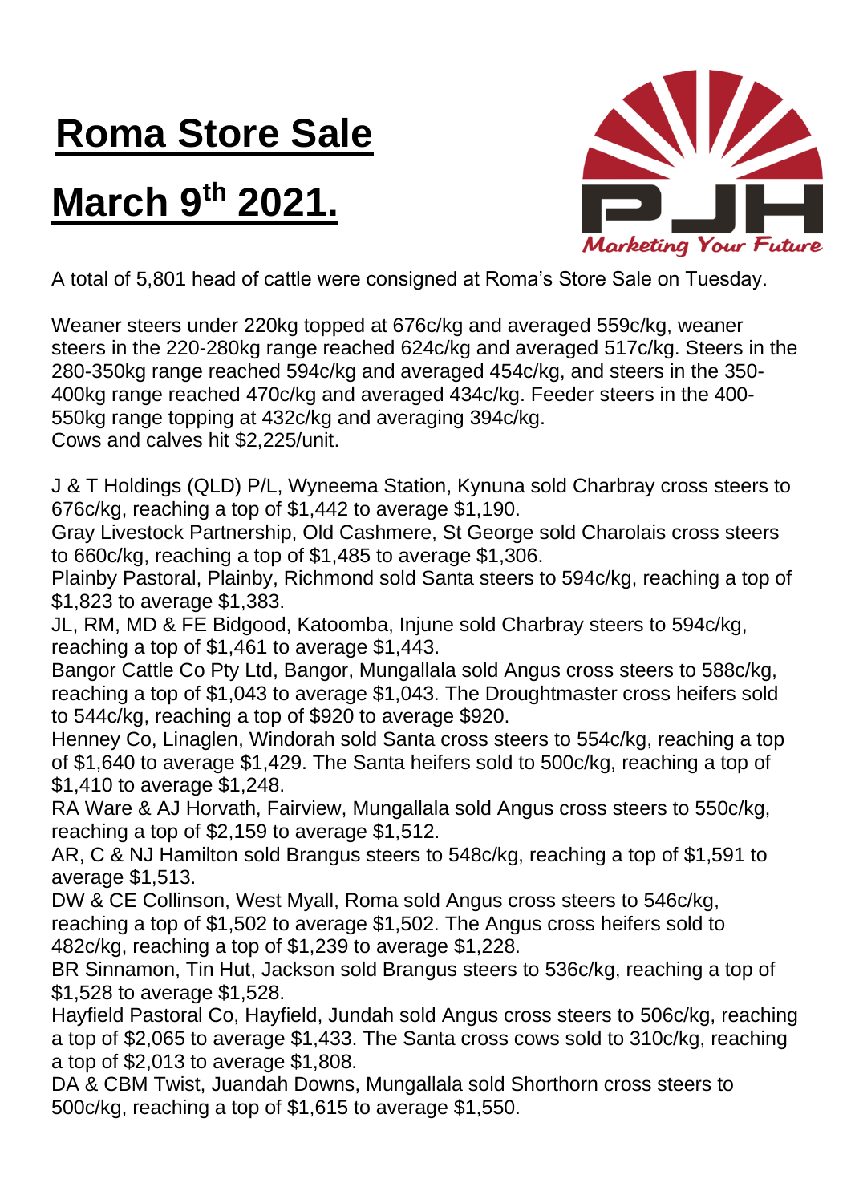# Roma Store Sale

# March 9th 2021.

A total of 5,801 head of cattle were consigned at Roma's Store Sale on Tuesday.

Weaner steers under 220kg topped at 676c/kg and averaged 559c/kg, weaner steers in the 220-280kg range reached 624c/kg and averaged 517c/kg. Steers in the 280-350kg range reached 594c/kg and averaged 454c/kg, and steers in the 350-400kg range reached 470c/kg and averaged 434c/kg. Feeder steers in the 400-550kg range topping at 432c/kg and averaging 394c/kg.
Cows and calves hit $2,225/unit.

J & T Holdings (QLD) P/L, Wyneema Station, Kynuna sold Charbray cross steers to 676c/kg, reaching a top of $1,442 to average $1,190.
Gray Livestock Partnership, Old Cashmere, St George sold Charolais cross steers to 660c/kg, reaching a top of $1,485 to average $1,306.
Plainby Pastoral, Plainby, Richmond sold Santa steers to 594c/kg, reaching a top of $1,823 to average $1,383.
JL, RM, MD & FE Bidgood, Katoomba, Injune sold Charbray steers to 594c/kg, reaching a top of $1,461 to average $1,443.
Bangor Cattle Co Pty Ltd, Bangor, Mungallala sold Angus cross steers to 588c/kg, reaching a top of $1,043 to average $1,043. The Droughtmaster cross heifers sold to 544c/kg, reaching a top of $920 to average $920.
Henney Co, Linaglen, Windorah sold Santa cross steers to 554c/kg, reaching a top of $1,640 to average $1,429. The Santa heifers sold to 500c/kg, reaching a top of $1,410 to average $1,248.
RA Ware & AJ Horvath, Fairview, Mungallala sold Angus cross steers to 550c/kg, reaching a top of $2,159 to average $1,512.
AR, C & NJ Hamilton sold Brangus steers to 548c/kg, reaching a top of $1,591 to average $1,513.
DW & CE Collinson, West Myall, Roma sold Angus cross steers to 546c/kg, reaching a top of $1,502 to average $1,502. The Angus cross heifers sold to 482c/kg, reaching a top of $1,239 to average $1,228.
BR Sinnamon, Tin Hut, Jackson sold Brangus steers to 536c/kg, reaching a top of $1,528 to average $1,528.
Hayfield Pastoral Co, Hayfield, Jundah sold Angus cross steers to 506c/kg, reaching a top of $2,065 to average $1,433. The Santa cross cows sold to 310c/kg, reaching a top of $2,013 to average $1,808.
DA & CBM Twist, Juandah Downs, Mungallala sold Shorthorn cross steers to 500c/kg, reaching a top of $1,615 to average $1,550.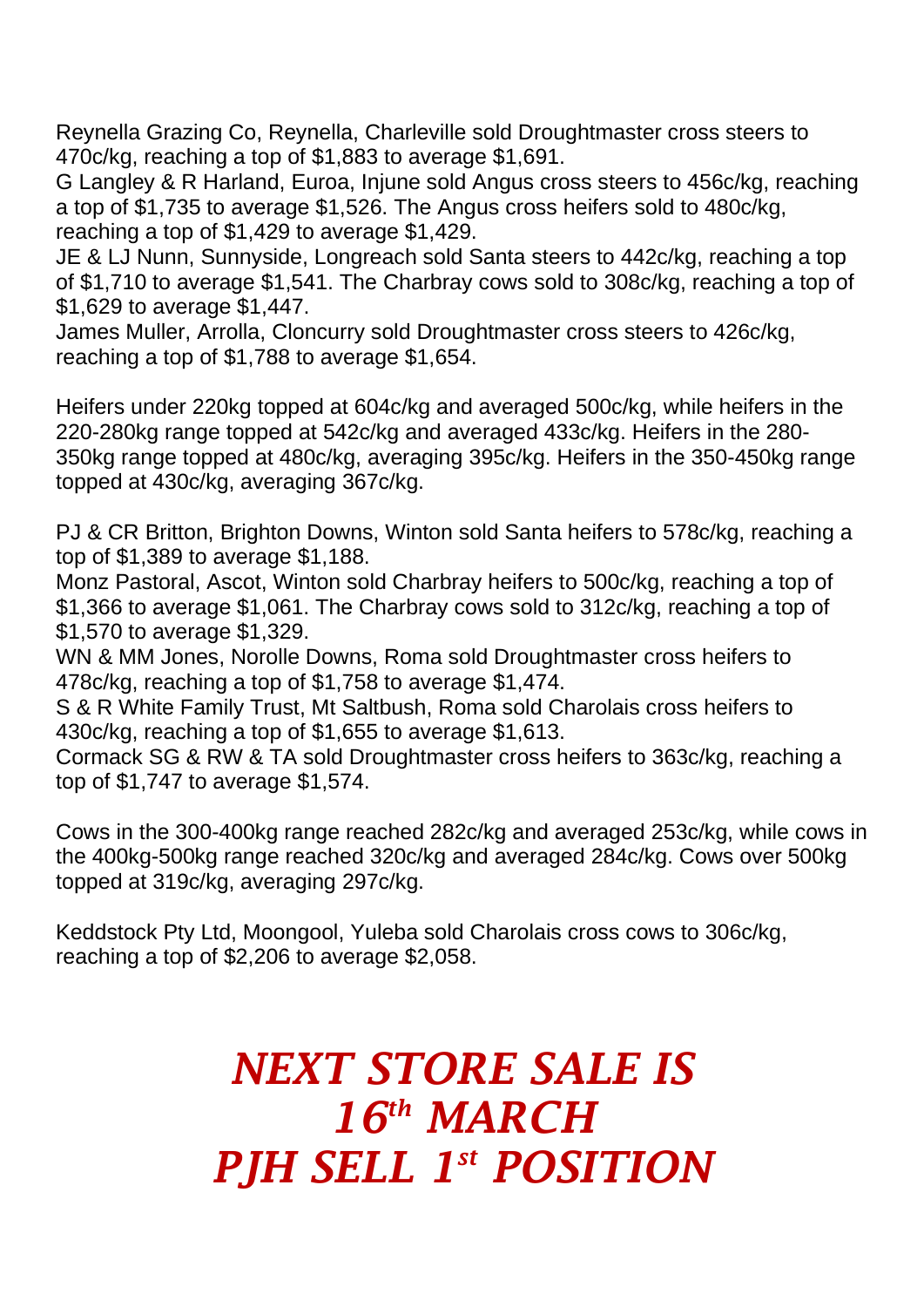Reynella Grazing Co, Reynella, Charleville sold Droughtmaster cross steers to 470c/kg, reaching a top of $1,883 to average $1,691.
G Langley & R Harland, Euroa, Injune sold Angus cross steers to 456c/kg, reaching a top of $1,735 to average $1,526. The Angus cross heifers sold to 480c/kg, reaching a top of $1,429 to average $1,429.
JE & LJ Nunn, Sunnyside, Longreach sold Santa steers to 442c/kg, reaching a top of $1,710 to average $1,541. The Charbray cows sold to 308c/kg, reaching a top of $1,629 to average $1,447.
James Muller, Arrolla, Cloncurry sold Droughtmaster cross steers to 426c/kg, reaching a top of $1,788 to average $1,654.

Heifers under 220kg topped at 604c/kg and averaged 500c/kg, while heifers in the 220-280kg range topped at 542c/kg and averaged 433c/kg. Heifers in the 280-350kg range topped at 480c/kg, averaging 395c/kg. Heifers in the 350-450kg range topped at 430c/kg, averaging 367c/kg.

PJ & CR Britton, Brighton Downs, Winton sold Santa heifers to 578c/kg, reaching a top of $1,389 to average $1,188.
Monz Pastoral, Ascot, Winton sold Charbray heifers to 500c/kg, reaching a top of $1,366 to average $1,061. The Charbray cows sold to 312c/kg, reaching a top of $1,570 to average $1,329.
WN & MM Jones, Norolle Downs, Roma sold Droughtmaster cross heifers to 478c/kg, reaching a top of $1,758 to average $1,474.
S & R White Family Trust, Mt Saltbush, Roma sold Charolais cross heifers to 430c/kg, reaching a top of $1,655 to average $1,613.
Cormack SG & RW & TA sold Droughtmaster cross heifers to 363c/kg, reaching a top of $1,747 to average $1,574.

Cows in the 300-400kg range reached 282c/kg and averaged 253c/kg, while cows in the 400kg-500kg range reached 320c/kg and averaged 284c/kg. Cows over 500kg topped at 319c/kg, averaging 297c/kg.

Keddstock Pty Ltd, Moongool, Yuleba sold Charolais cross cows to 306c/kg, reaching a top of $2,206 to average $2,058.

***NEXT STORE SALE IS***
***16th MARCH***
***PJH SELL 1st POSITION***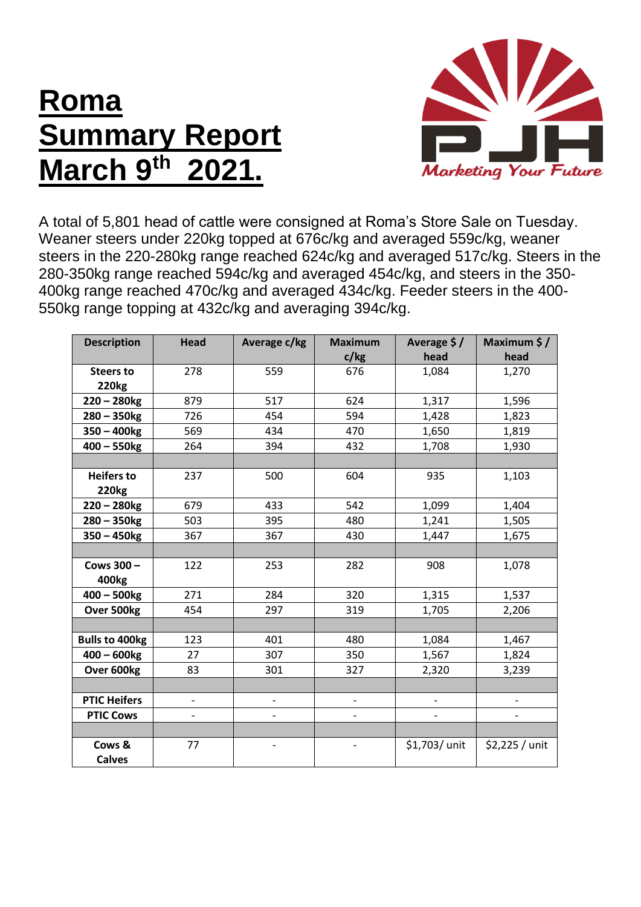# Roma Summary Report March 9th 2021.

PJH Marketing Your Future

A total of 5,801 head of cattle were consigned at Roma's Store Sale on Tuesday. Weaner steers under 220kg topped at 676c/kg and averaged 559c/kg, weaner steers in the 220-280kg range reached 624c/kg and averaged 517c/kg. Steers in the 280-350kg range reached 594c/kg and averaged 454c/kg, and steers in the 350-400kg range reached 470c/kg and averaged 434c/kg. Feeder steers in the 400-550kg range topping at 432c/kg and averaging 394c/kg.

| Description | Head | Average c/kg | Maximum c/kg | Average $ / head | Maximum $ / head |
|---|---|---|---|---|---|
| **Steers to 220kg** | 278 | 559 | 676 | 1,084 | 1,270 |
| **220 – 280kg** | 879 | 517 | 624 | 1,317 | 1,596 |
| **280 – 350kg** | 726 | 454 | 594 | 1,428 | 1,823 |
| **350 – 400kg** | 569 | 434 | 470 | 1,650 | 1,819 |
| **400 – 550kg** | 264 | 394 | 432 | 1,708 | 1,930 |
| | | | | | |
| **Heifers to 220kg** | 237 | 500 | 604 | 935 | 1,103 |
| **220 – 280kg** | 679 | 433 | 542 | 1,099 | 1,404 |
| **280 – 350kg** | 503 | 395 | 480 | 1,241 | 1,505 |
| **350 – 450kg** | 367 | 367 | 430 | 1,447 | 1,675 |
| | | | | | |
| **Cows 300 – 400kg** | 122 | 253 | 282 | 908 | 1,078 |
| **400 – 500kg** | 271 | 284 | 320 | 1,315 | 1,537 |
| **Over 500kg** | 454 | 297 | 319 | 1,705 | 2,206 |
| | | | | | |
| **Bulls to 400kg** | 123 | 401 | 480 | 1,084 | 1,467 |
| **400 – 600kg** | 27 | 307 | 350 | 1,567 | 1,824 |
| **Over 600kg** | 83 | 301 | 327 | 2,320 | 3,239 |
| | | | | | |
| **PTIC Heifers** | - | - | - | - | - |
| **PTIC Cows** | - | - | - | - | - |
| | | | | | |
| **Cows & Calves** | 77 | - | - | $1,703/ unit | $2,225 / unit |